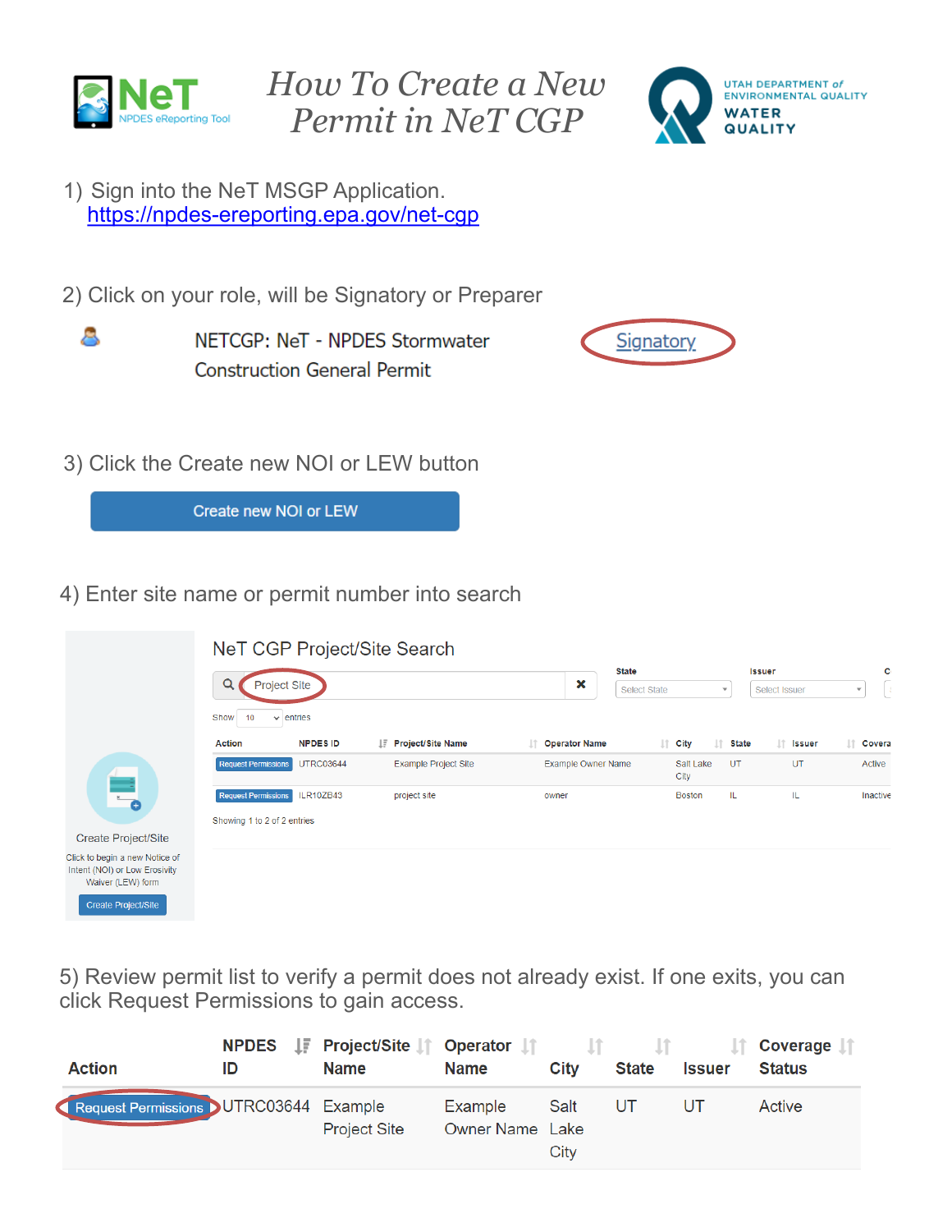# How To Create a New Permit in NeT CGP

1) Sign into the NeT MSGP Application.
   https://npdes-ereporting.epa.gov/net-cgp

2) Click on your role, will be Signatory or Preparer

NETCGP: NeT - NPDES Stormwater Construction General Permit — Signatory

3) Click the Create new NOI or LEW button

Create new NOI or LEW

4) Enter site name or permit number into search

NeT CGP Project/Site Search

Project Site

| Action | NPDES ID | Project/Site Name | Operator Name | City | State | Issuer | Covera |
|---|---|---|---|---|---|---|---|
| Request Permissions | UTRC03644 | Example Project Site | Example Owner Name | Salt Lake City | UT | UT | Active |
| Request Permissions | ILR10ZB43 | project site | owner | Boston | IL | IL | Inactive |

Showing 1 to 2 of 2 entries

Create Project/Site

Click to begin a new Notice of Intent (NOI) or Low Erosivity Waiver (LEW) form

Create Project/Site

5) Review permit list to verify a permit does not already exist. If one exits, you can click Request Permissions to gain access.

| Action | NPDES ID | Project/Site Name | Operator Name | City | State | Issuer | Coverage Status |
|---|---|---|---|---|---|---|---|
| Request Permissions | UTRC03644 | Example Project Site | Example Owner Name | Salt Lake City | UT | UT | Active |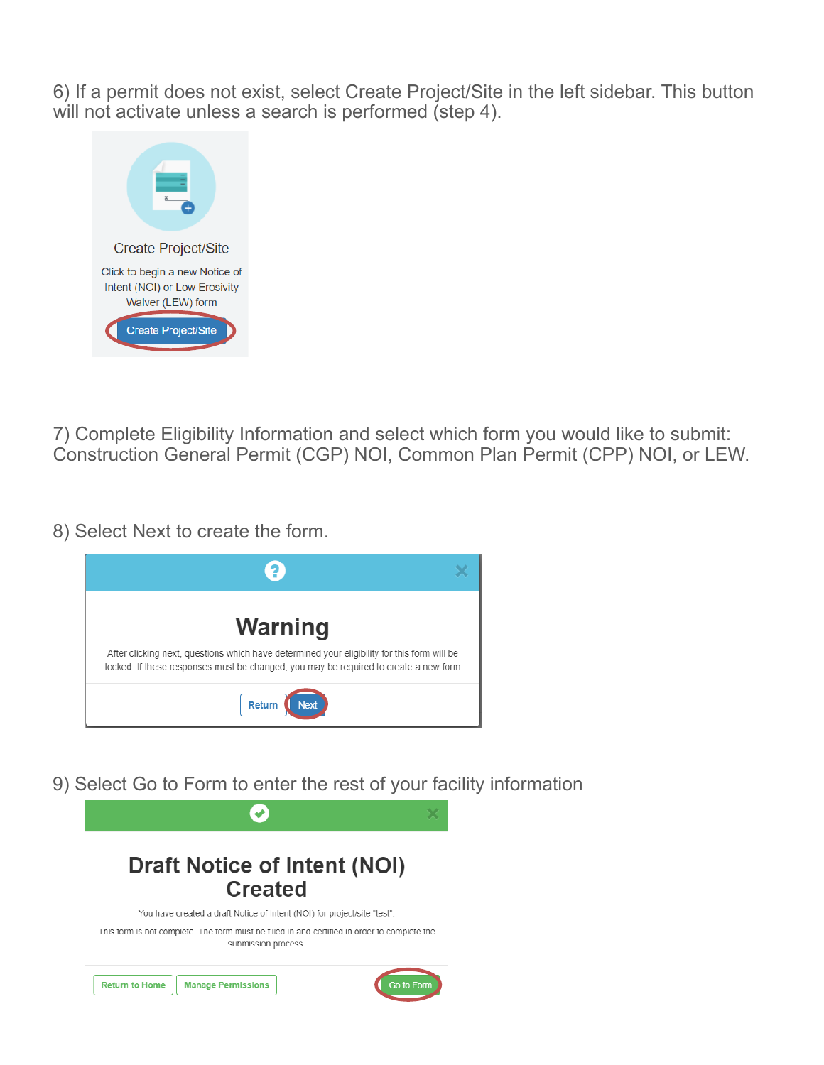6) If a permit does not exist, select Create Project/Site in the left sidebar. This button will not activate unless a search is performed (step 4).

Create Project/Site

Click to begin a new Notice of Intent (NOI) or Low Erosivity Waiver (LEW) form

Create Project/Site

7) Complete Eligibility Information and select which form you would like to submit: Construction General Permit (CGP) NOI, Common Plan Permit (CPP) NOI, or LEW.

8) Select Next to create the form.

**Warning**

After clicking next, questions which have determined your eligibility for this form will be locked. If these responses must be changed, you may be required to create a new form

Return | Next

9) Select Go to Form to enter the rest of your facility information

**Draft Notice of Intent (NOI) Created**

You have created a draft Notice of Intent (NOI) for project/site "test".

This form is not complete. The form must be filled in and certified in order to complete the submission process.

Return to Home | Manage Permissions | Go to Form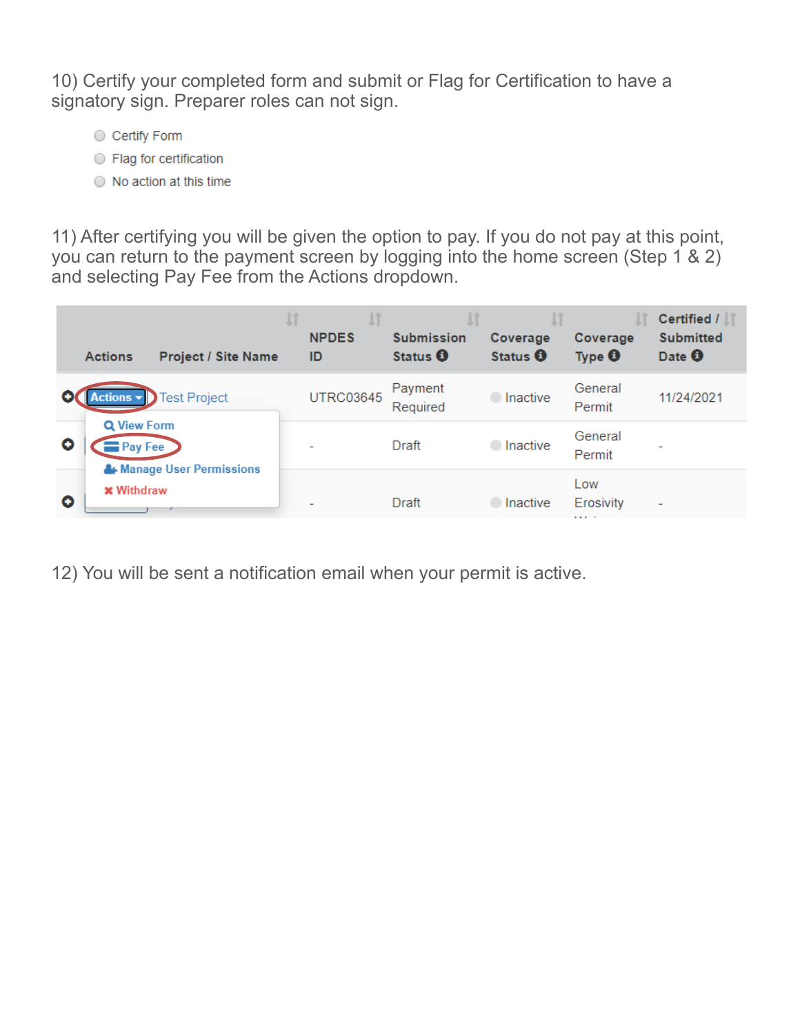10) Certify your completed form and submit or Flag for Certification to have a signatory sign. Preparer roles can not sign.

- Certify Form
- Flag for certification
- No action at this time

11) After certifying you will be given the option to pay. If you do not pay at this point, you can return to the payment screen by logging into the home screen (Step 1 & 2) and selecting Pay Fee from the Actions dropdown.

| Actions | Project / Site Name | NPDES ID | Submission Status | Coverage Status | Coverage Type | Certified / Submitted Date |
|---|---|---|---|---|---|---|
| Actions | Test Project | UTRC03645 | Payment Required | Inactive | General Permit | 11/24/2021 |
| | | - | Draft | Inactive | General Permit | - |
| | | - | Draft | Inactive | Low Erosivity | - |

Actions dropdown:
- View Form
- Pay Fee
- Manage User Permissions
- Withdraw

12) You will be sent a notification email when your permit is active.